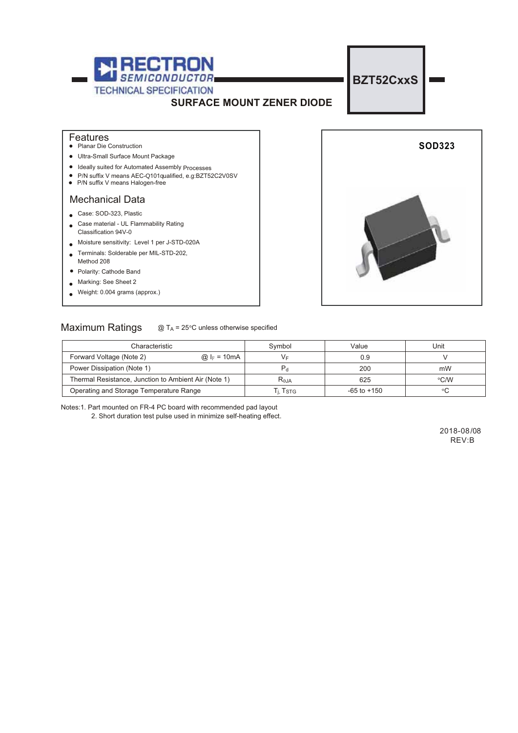# RECTRON SEMICONDUCTOR

TECHNICAL SPECIFICATION

## BZT52CxxS

## SURFACE MOUNT ZENER DIODE

### Features

- Planar Die Construction
- Ultra-Small Surface Mount Package
- Ideally suited for Automated Assembly Processes
- P/N suffix V means AEC-Q101qualified, e.g:BZT52C2V0SV
- P/N suffix V means Halogen-free

### Mechanical Data

- Case: SOD-323, Plastic
- Case material - UL Flammability Rating Classification 94V-0
- Moisture sensitivity: Level 1 per J-STD-020A
- Terminals: Solderable per MIL-STD-202, Method 208
- Polarity: Cathode Band
- Marking: See Sheet 2
- Weight: 0.004 grams (approx.)

SOD323

### Maximum Ratings @ $T_A$ = 25°C unless otherwise specified

| Characteristic | Symbol | Value | Unit |
|---|---|---|---|
| Forward Voltage (Note 2) @ $I_F$ = 10mA | $V_F$ | 0.9 | V |
| Power Dissipation (Note 1) | $P_d$ | 200 | mW |
| Thermal Resistance, Junction to Ambient Air (Note 1) | $R_{\theta JA}$ | 625 | °C/W |
| Operating and Storage Temperature Range | $T_j$, $T_{STG}$ | -65 to +150 | °C |

Notes:1. Part mounted on FR-4 PC board with recommended pad layout

2. Short duration test pulse used in minimize self-heating effect.

2018-08/08

REV:B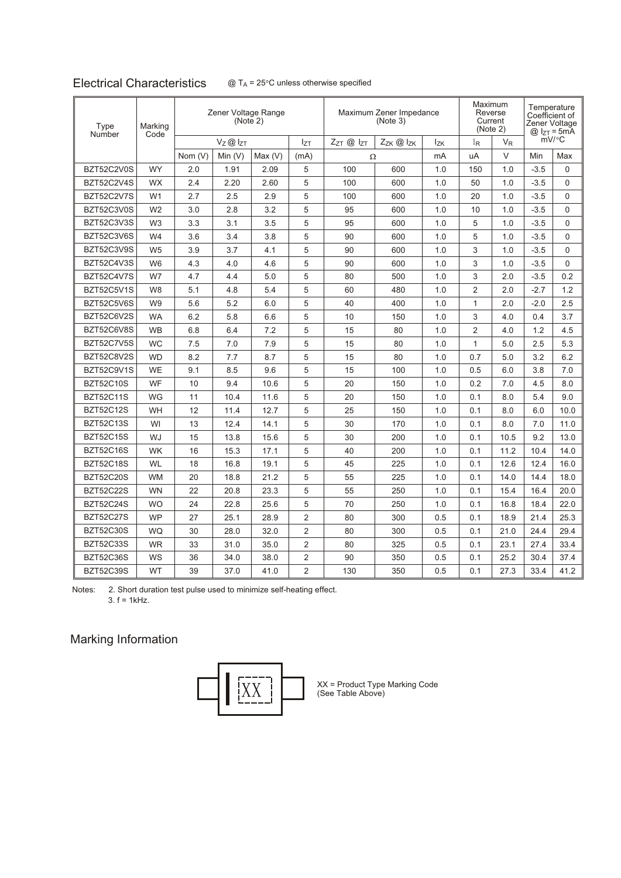## Electrical Characteristics

@ $T_A$ = 25°C unless otherwise specified

| Type Number | Marking Code | Zener Voltage Range (Note 2) | | | | Maximum Zener Impedance (Note 3) | | | Maximum Reverse Current (Note 2) | | Temperature Coefficient of Zener Voltage @ $I_{ZT}$ = 5mA mV/°C | |
|---|---|---|---|---|---|---|---|---|---|---|---|---|
| | | $V_Z$ @ $I_{ZT}$ | | | $I_{ZT}$ | $Z_{ZT}$ @ $I_{ZT}$ | $Z_{ZK}$ @ $I_{ZK}$ | $I_{ZK}$ | $I_R$ | $V_R$ | | |
| | | Nom (V) | Min (V) | Max (V) | (mA) | Ω | | mA | uA | V | Min | Max |
| BZT52C2V0S | WY | 2.0 | 1.91 | 2.09 | 5 | 100 | 600 | 1.0 | 150 | 1.0 | -3.5 | 0 |
| BZT52C2V4S | WX | 2.4 | 2.20 | 2.60 | 5 | 100 | 600 | 1.0 | 50 | 1.0 | -3.5 | 0 |
| BZT52C2V7S | W1 | 2.7 | 2.5 | 2.9 | 5 | 100 | 600 | 1.0 | 20 | 1.0 | -3.5 | 0 |
| BZT52C3V0S | W2 | 3.0 | 2.8 | 3.2 | 5 | 95 | 600 | 1.0 | 10 | 1.0 | -3.5 | 0 |
| BZT52C3V3S | W3 | 3.3 | 3.1 | 3.5 | 5 | 95 | 600 | 1.0 | 5 | 1.0 | -3.5 | 0 |
| BZT52C3V6S | W4 | 3.6 | 3.4 | 3.8 | 5 | 90 | 600 | 1.0 | 5 | 1.0 | -3.5 | 0 |
| BZT52C3V9S | W5 | 3.9 | 3.7 | 4.1 | 5 | 90 | 600 | 1.0 | 3 | 1.0 | -3.5 | 0 |
| BZT52C4V3S | W6 | 4.3 | 4.0 | 4.6 | 5 | 90 | 600 | 1.0 | 3 | 1.0 | -3.5 | 0 |
| BZT52C4V7S | W7 | 4.7 | 4.4 | 5.0 | 5 | 80 | 500 | 1.0 | 3 | 2.0 | -3.5 | 0.2 |
| BZT52C5V1S | W8 | 5.1 | 4.8 | 5.4 | 5 | 60 | 480 | 1.0 | 2 | 2.0 | -2.7 | 1.2 |
| BZT52C5V6S | W9 | 5.6 | 5.2 | 6.0 | 5 | 40 | 400 | 1.0 | 1 | 2.0 | -2.0 | 2.5 |
| BZT52C6V2S | WA | 6.2 | 5.8 | 6.6 | 5 | 10 | 150 | 1.0 | 3 | 4.0 | 0.4 | 3.7 |
| BZT52C6V8S | WB | 6.8 | 6.4 | 7.2 | 5 | 15 | 80 | 1.0 | 2 | 4.0 | 1.2 | 4.5 |
| BZT52C7V5S | WC | 7.5 | 7.0 | 7.9 | 5 | 15 | 80 | 1.0 | 1 | 5.0 | 2.5 | 5.3 |
| BZT52C8V2S | WD | 8.2 | 7.7 | 8.7 | 5 | 15 | 80 | 1.0 | 0.7 | 5.0 | 3.2 | 6.2 |
| BZT52C9V1S | WE | 9.1 | 8.5 | 9.6 | 5 | 15 | 100 | 1.0 | 0.5 | 6.0 | 3.8 | 7.0 |
| BZT52C10S | WF | 10 | 9.4 | 10.6 | 5 | 20 | 150 | 1.0 | 0.2 | 7.0 | 4.5 | 8.0 |
| BZT52C11S | WG | 11 | 10.4 | 11.6 | 5 | 20 | 150 | 1.0 | 0.1 | 8.0 | 5.4 | 9.0 |
| BZT52C12S | WH | 12 | 11.4 | 12.7 | 5 | 25 | 150 | 1.0 | 0.1 | 8.0 | 6.0 | 10.0 |
| BZT52C13S | WI | 13 | 12.4 | 14.1 | 5 | 30 | 170 | 1.0 | 0.1 | 8.0 | 7.0 | 11.0 |
| BZT52C15S | WJ | 15 | 13.8 | 15.6 | 5 | 30 | 200 | 1.0 | 0.1 | 10.5 | 9.2 | 13.0 |
| BZT52C16S | WK | 16 | 15.3 | 17.1 | 5 | 40 | 200 | 1.0 | 0.1 | 11.2 | 10.4 | 14.0 |
| BZT52C18S | WL | 18 | 16.8 | 19.1 | 5 | 45 | 225 | 1.0 | 0.1 | 12.6 | 12.4 | 16.0 |
| BZT52C20S | WM | 20 | 18.8 | 21.2 | 5 | 55 | 225 | 1.0 | 0.1 | 14.0 | 14.4 | 18.0 |
| BZT52C22S | WN | 22 | 20.8 | 23.3 | 5 | 55 | 250 | 1.0 | 0.1 | 15.4 | 16.4 | 20.0 |
| BZT52C24S | WO | 24 | 22.8 | 25.6 | 5 | 70 | 250 | 1.0 | 0.1 | 16.8 | 18.4 | 22.0 |
| BZT52C27S | WP | 27 | 25.1 | 28.9 | 2 | 80 | 300 | 0.5 | 0.1 | 18.9 | 21.4 | 25.3 |
| BZT52C30S | WQ | 30 | 28.0 | 32.0 | 2 | 80 | 300 | 0.5 | 0.1 | 21.0 | 24.4 | 29.4 |
| BZT52C33S | WR | 33 | 31.0 | 35.0 | 2 | 80 | 325 | 0.5 | 0.1 | 23.1 | 27.4 | 33.4 |
| BZT52C36S | WS | 36 | 34.0 | 38.0 | 2 | 90 | 350 | 0.5 | 0.1 | 25.2 | 30.4 | 37.4 |
| BZT52C39S | WT | 39 | 37.0 | 41.0 | 2 | 130 | 350 | 0.5 | 0.1 | 27.3 | 33.4 | 41.2 |

Notes: 2. Short duration test pulse used to minimize self-heating effect.
3. f = 1kHz.

## Marking Information

XX

XX = Product Type Marking Code
(See Table Above)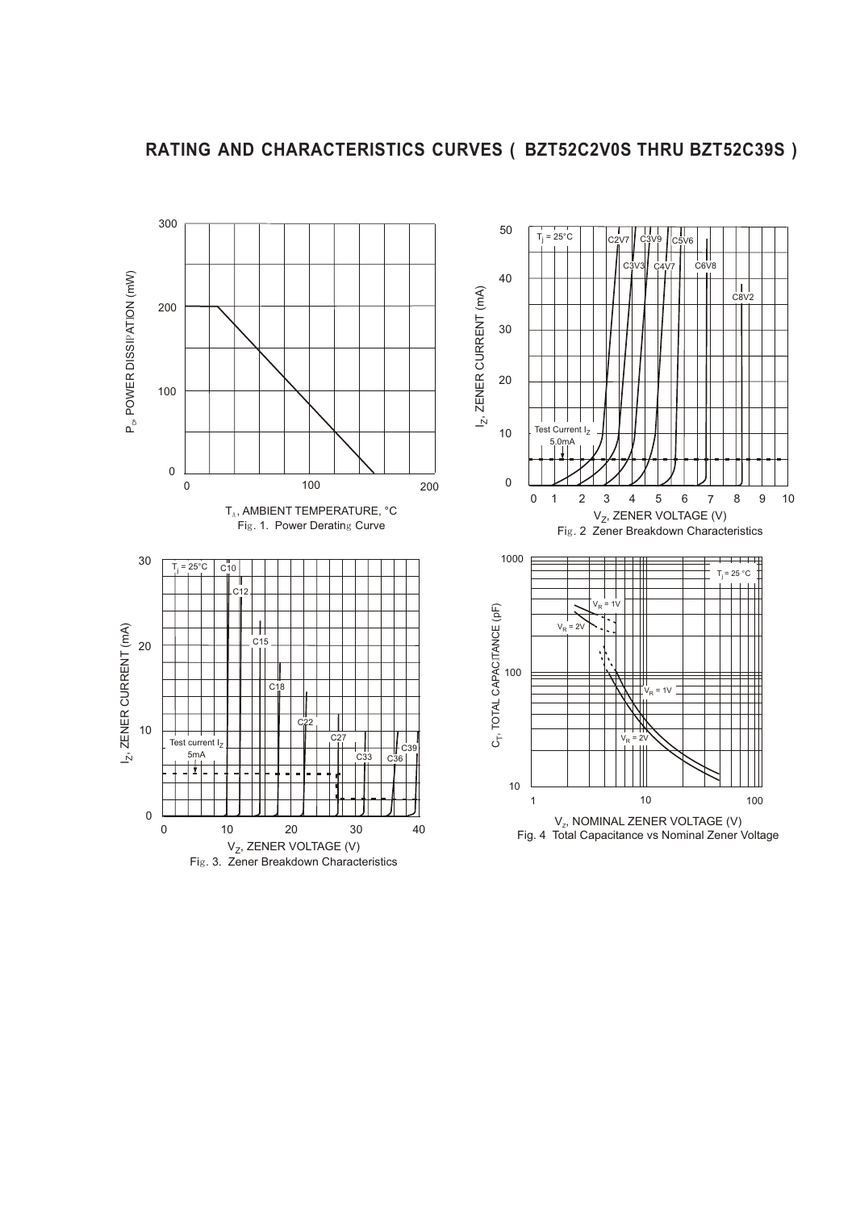# RATING AND CHARACTERISTICS CURVES ( BZT52C2V0S THRU BZT52C39S )

$P_D$, POWER DISSIPATION (mW)

$T_A$, AMBIENT TEMPERATURE, °C

Fig. 1. Power Derating Curve

$I_Z$, ZENER CURRENT (mA)

$T_j = 25°C$

Test Current $I_Z$ 5.0mA

C2V7 C3V9 C5V6 C3V3 C4V7 C6V8 C8V2

$V_Z$, ZENER VOLTAGE (V)

Fig. 2 Zener Breakdown Characteristics

$I_Z$, ZENER CURRENT (mA)

$T_j = 25°C$

Test current $I_Z$ 5mA

C10 C12 C15 C18 C22 C27 C33 C36 C39

$V_Z$, ZENER VOLTAGE (V)

Fig. 3. Zener Breakdown Characteristics

$C_T$, TOTAL CAPACITANCE (pF)

$T_j = 25°C$

$V_R = 1V$ $V_R = 2V$

$V_Z$, NOMINAL ZENER VOLTAGE (V)

Fig. 4 Total Capacitance vs Nominal Zener Voltage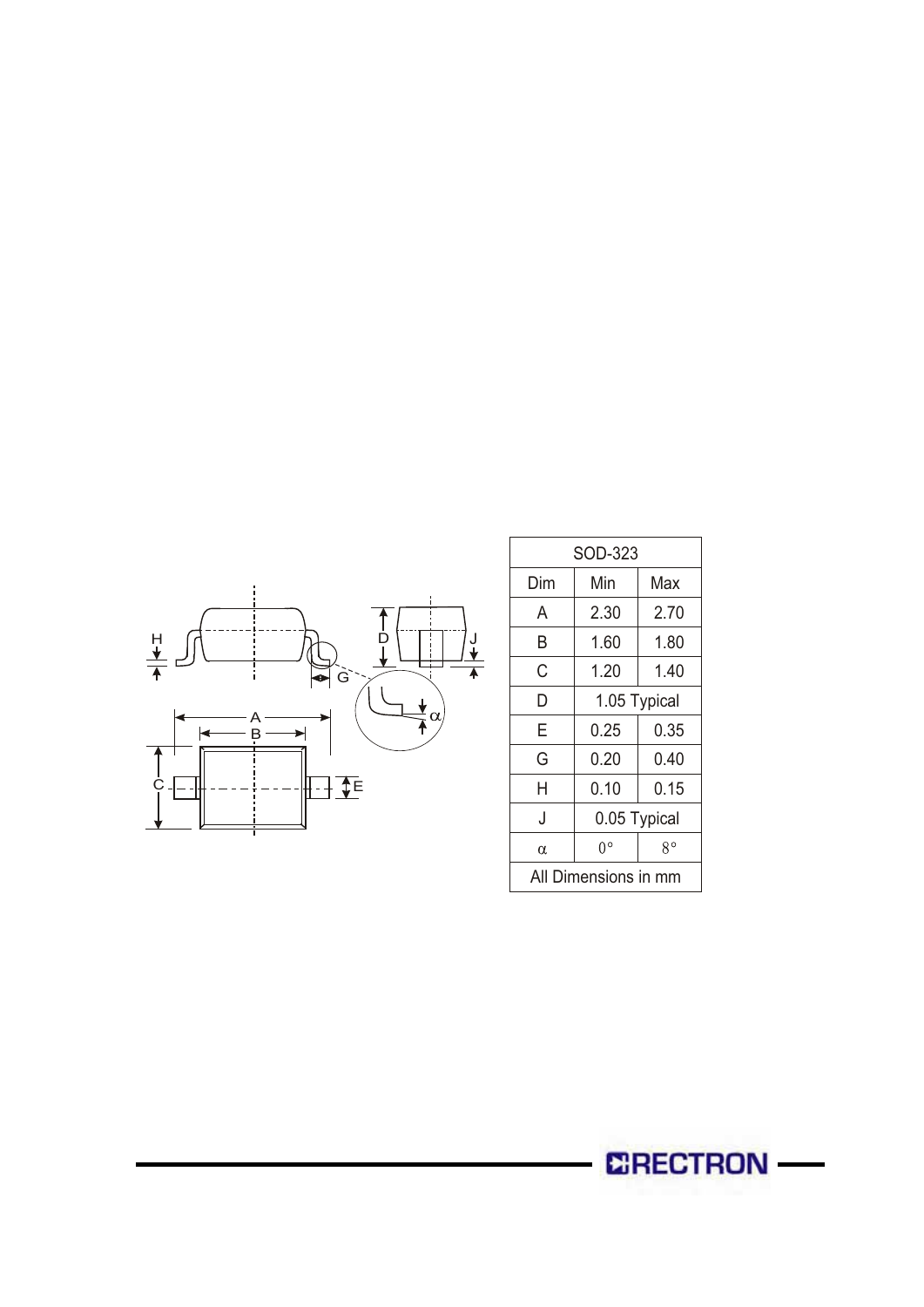| SOD-323 | | |
|---|---|---|
| Dim | Min | Max |
| A | 2.30 | 2.70 |
| B | 1.60 | 1.80 |
| C | 1.20 | 1.40 |
| D | 1.05 Typical | |
| E | 0.25 | 0.35 |
| G | 0.20 | 0.40 |
| H | 0.10 | 0.15 |
| J | 0.05 Typical | |
| α | 0° | 8° |
| All Dimensions in mm | | |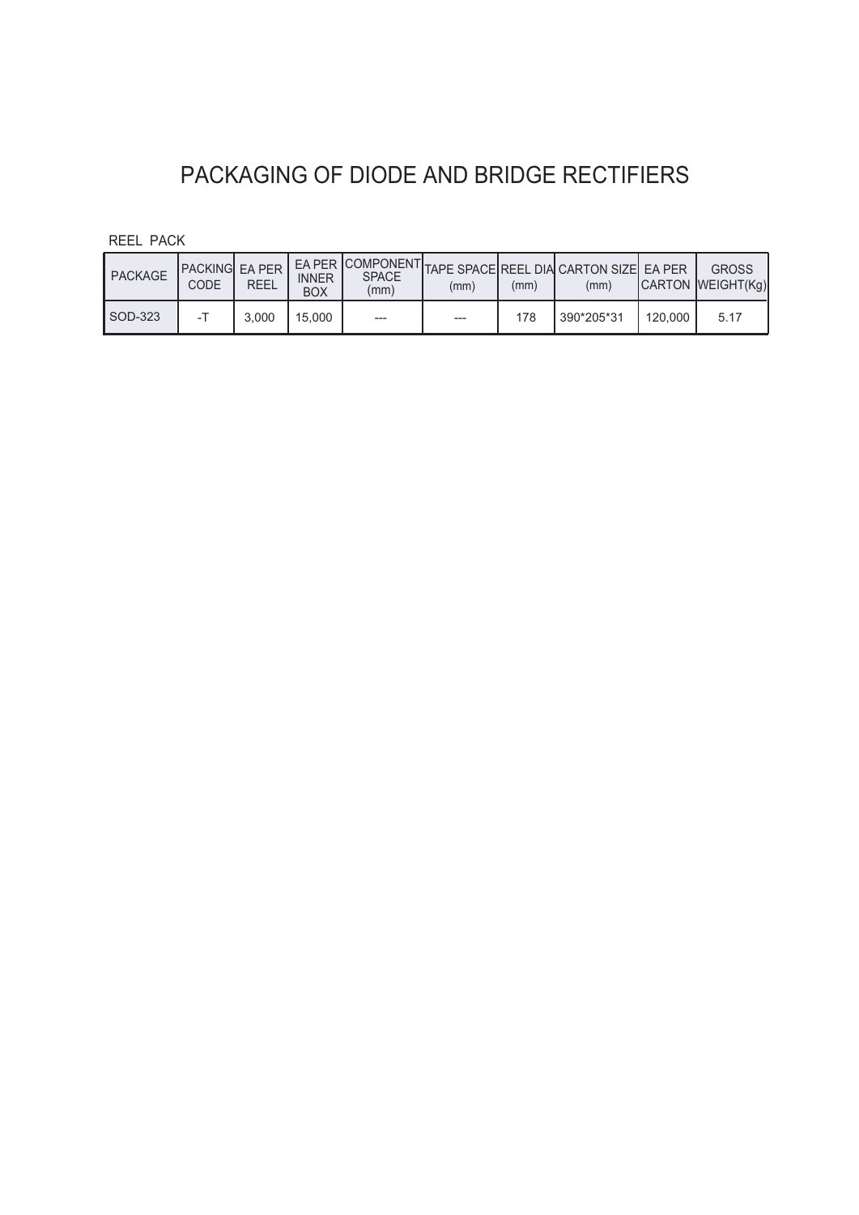# PACKAGING OF DIODE AND BRIDGE RECTIFIERS

REEL PACK

| PACKAGE | PACKING CODE | EA PER REEL | EA PER INNER BOX | COMPONENT SPACE (mm) | TAPE SPACE (mm) | REEL DIA (mm) | CARTON SIZE (mm) | EA PER CARTON | GROSS WEIGHT(Kg) |
|---|---|---|---|---|---|---|---|---|---|
| SOD-323 | -T | 3,000 | 15,000 | --- | --- | 178 | 390*205*31 | 120,000 | 5.17 |